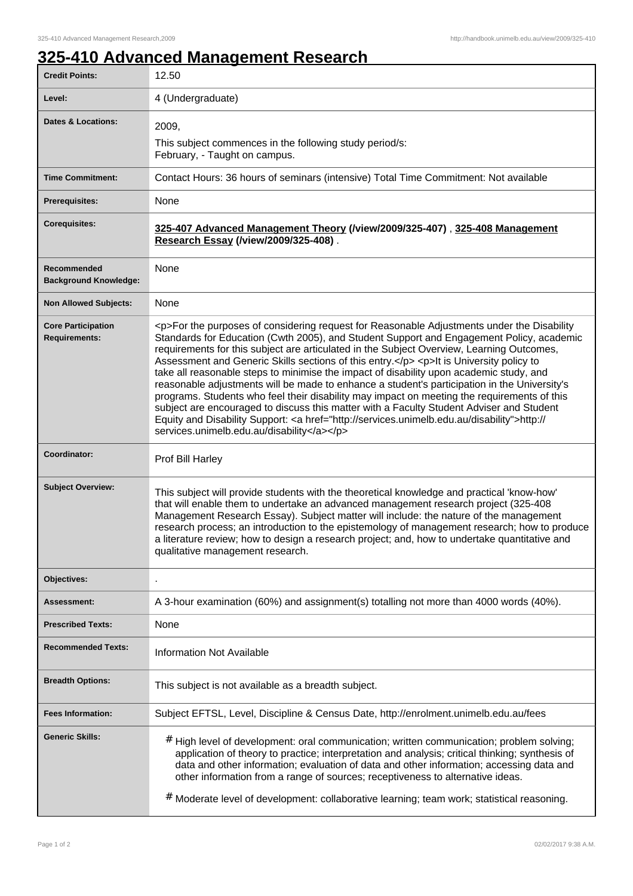# 325-410 Advanced Management Research

| | |
|---|---|
| **Credit Points:** | 12.50 |
| **Level:** | 4 (Undergraduate) |
| **Dates & Locations:** | 2009,<br>This subject commences in the following study period/s:<br>February, - Taught on campus. |
| **Time Commitment:** | Contact Hours: 36 hours of seminars (intensive) Total Time Commitment: Not available |
| **Prerequisites:** | None |
| **Corequisites:** | **325-407 Advanced Management Theory (/view/2009/325-407)** , **325-408 Management Research Essay (/view/2009/325-408)** . |
| **Recommended Background Knowledge:** | None |
| **Non Allowed Subjects:** | None |
| **Core Participation Requirements:** | <p>For the purposes of considering request for Reasonable Adjustments under the Disability Standards for Education (Cwth 2005), and Student Support and Engagement Policy, academic requirements for this subject are articulated in the Subject Overview, Learning Outcomes, Assessment and Generic Skills sections of this entry.</p> <p>It is University policy to take all reasonable steps to minimise the impact of disability upon academic study, and reasonable adjustments will be made to enhance a student's participation in the University's programs. Students who feel their disability may impact on meeting the requirements of this subject are encouraged to discuss this matter with a Faculty Student Adviser and Student Equity and Disability Support: <a href="http://services.unimelb.edu.au/disability">http://services.unimelb.edu.au/disability</a></p> |
| **Coordinator:** | Prof Bill Harley |
| **Subject Overview:** | This subject will provide students with the theoretical knowledge and practical 'know-how' that will enable them to undertake an advanced management research project (325-408 Management Research Essay). Subject matter will include: the nature of the management research process; an introduction to the epistemology of management research; how to produce a literature review; how to design a research project; and, how to undertake quantitative and qualitative management research. |
| **Objectives:** | . |
| **Assessment:** | A 3-hour examination (60%) and assignment(s) totalling not more than 4000 words (40%). |
| **Prescribed Texts:** | None |
| **Recommended Texts:** | Information Not Available |
| **Breadth Options:** | This subject is not available as a breadth subject. |
| **Fees Information:** | Subject EFTSL, Level, Discipline & Census Date, http://enrolment.unimelb.edu.au/fees |
| **Generic Skills:** | # High level of development: oral communication; written communication; problem solving; application of theory to practice; interpretation and analysis; critical thinking; synthesis of data and other information; evaluation of data and other information; accessing data and other information from a range of sources; receptiveness to alternative ideas.<br># Moderate level of development: collaborative learning; team work; statistical reasoning. |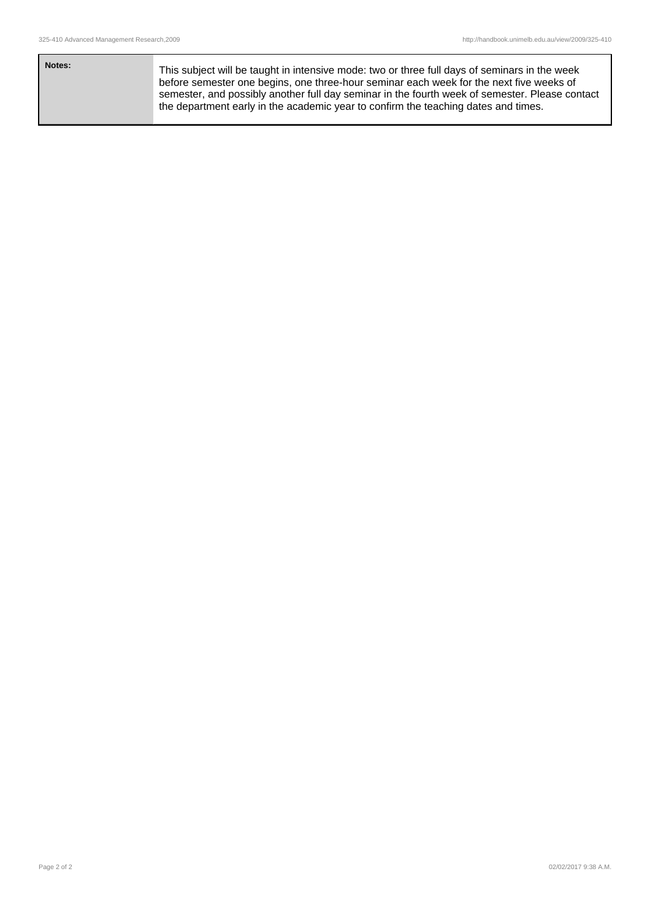| | |
|---|---|
| **Notes:** | This subject will be taught in intensive mode: two or three full days of seminars in the week before semester one begins, one three-hour seminar each week for the next five weeks of semester, and possibly another full day seminar in the fourth week of semester. Please contact the department early in the academic year to confirm the teaching dates and times. |